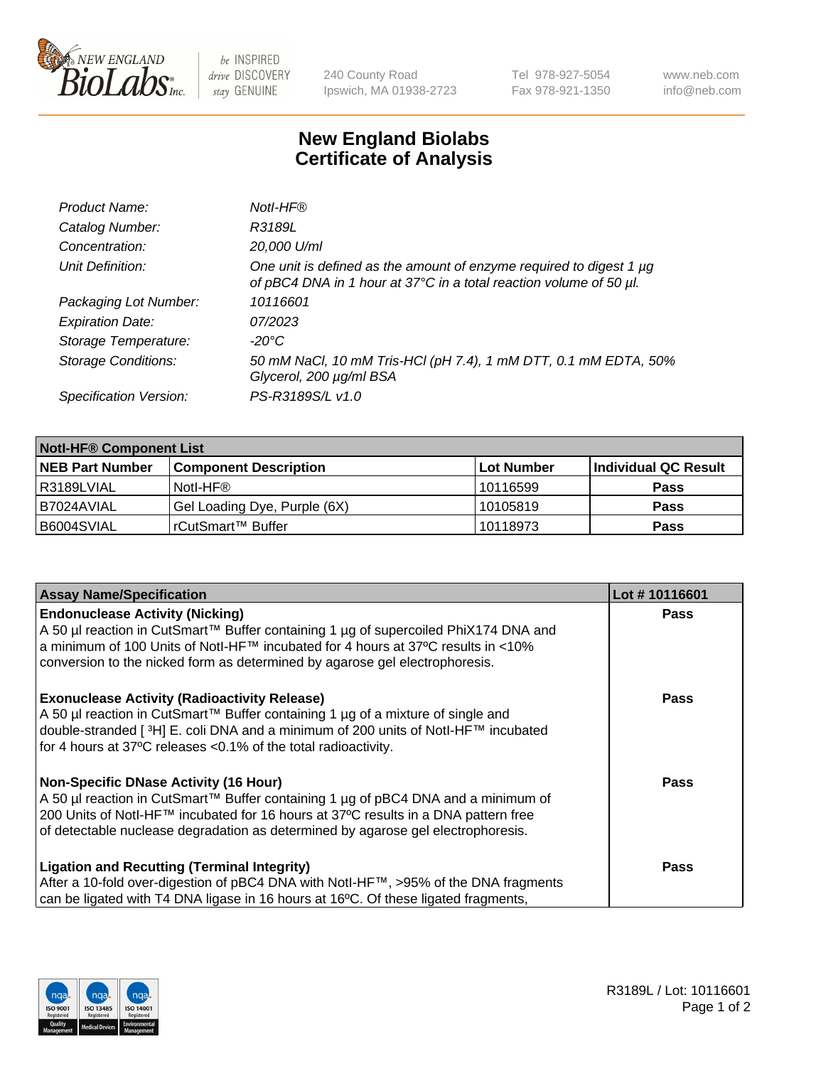New England BioLabs Inc. — be INSPIRED drive DISCOVERY stay GENUINE

240 County Road
Ipswich, MA 01938-2723

Tel 978-927-5054
Fax 978-921-1350

www.neb.com
info@neb.com

# New England Biolabs Certificate of Analysis

| | |
|---|---|
| *Product Name:* | *NotI-HF®* |
| *Catalog Number:* | *R3189L* |
| *Concentration:* | *20,000 U/ml* |
| *Unit Definition:* | *One unit is defined as the amount of enzyme required to digest 1 µg of pBC4 DNA in 1 hour at 37°C in a total reaction volume of 50 µl.* |
| *Packaging Lot Number:* | *10116601* |
| *Expiration Date:* | *07/2023* |
| *Storage Temperature:* | *-20°C* |
| *Storage Conditions:* | *50 mM NaCl, 10 mM Tris-HCl (pH 7.4), 1 mM DTT, 0.1 mM EDTA, 50% Glycerol, 200 µg/ml BSA* |
| *Specification Version:* | *PS-R3189S/L v1.0* |

| **NotI-HF® Component List** | | | |
|---|---|---|---|
| **NEB Part Number** | **Component Description** | **Lot Number** | **Individual QC Result** |
| R3189LVIAL | NotI-HF® | 10116599 | **Pass** |
| B7024AVIAL | Gel Loading Dye, Purple (6X) | 10105819 | **Pass** |
| B6004SVIAL | rCutSmart™ Buffer | 10118973 | **Pass** |

| **Assay Name/Specification** | **Lot # 10116601** |
|---|---|
| **Endonuclease Activity (Nicking)** A 50 µl reaction in CutSmart™ Buffer containing 1 µg of supercoiled PhiX174 DNA and a minimum of 100 Units of NotI-HF™ incubated for 4 hours at 37ºC results in <10% conversion to the nicked form as determined by agarose gel electrophoresis. | **Pass** |
| **Exonuclease Activity (Radioactivity Release)** A 50 µl reaction in CutSmart™ Buffer containing 1 µg of a mixture of single and double-stranded [ $^{3}$H] E. coli DNA and a minimum of 200 units of NotI-HF™ incubated for 4 hours at 37ºC releases <0.1% of the total radioactivity. | **Pass** |
| **Non-Specific DNase Activity (16 Hour)** A 50 µl reaction in CutSmart™ Buffer containing 1 µg of pBC4 DNA and a minimum of 200 Units of NotI-HF™ incubated for 16 hours at 37ºC results in a DNA pattern free of detectable nuclease degradation as determined by agarose gel electrophoresis. | **Pass** |
| **Ligation and Recutting (Terminal Integrity)** After a 10-fold over-digestion of pBC4 DNA with NotI-HF™, >95% of the DNA fragments can be ligated with T4 DNA ligase in 16 hours at 16ºC. Of these ligated fragments, | **Pass** |

ISO 9001 Registered Quality Management · ISO 13485 Registered Medical Devices · ISO 14001 Registered Environmental Management

R3189L / Lot: 10116601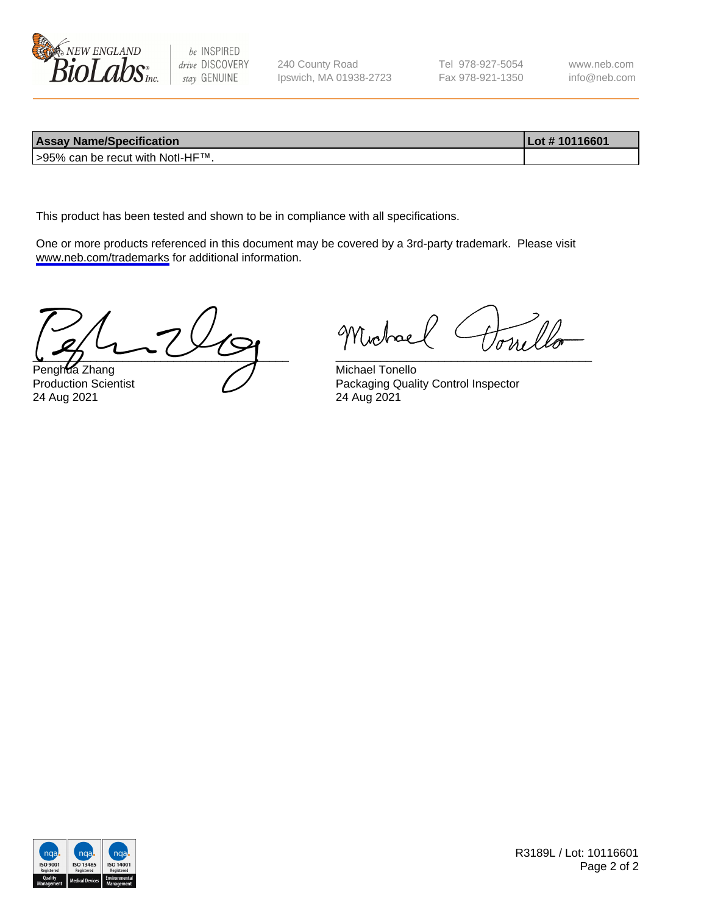| Assay Name/Specification | Lot # 10116601 |
|---|---|
| >95% can be recut with NotI-HF™. | |

This product has been tested and shown to be in compliance with all specifications.

One or more products referenced in this document may be covered by a 3rd-party trademark. Please visit www.neb.com/trademarks for additional information.

Penghua Zhang
Production Scientist
24 Aug 2021

Michael Tonello
Packaging Quality Control Inspector
24 Aug 2021

R3189L / Lot: 10116601